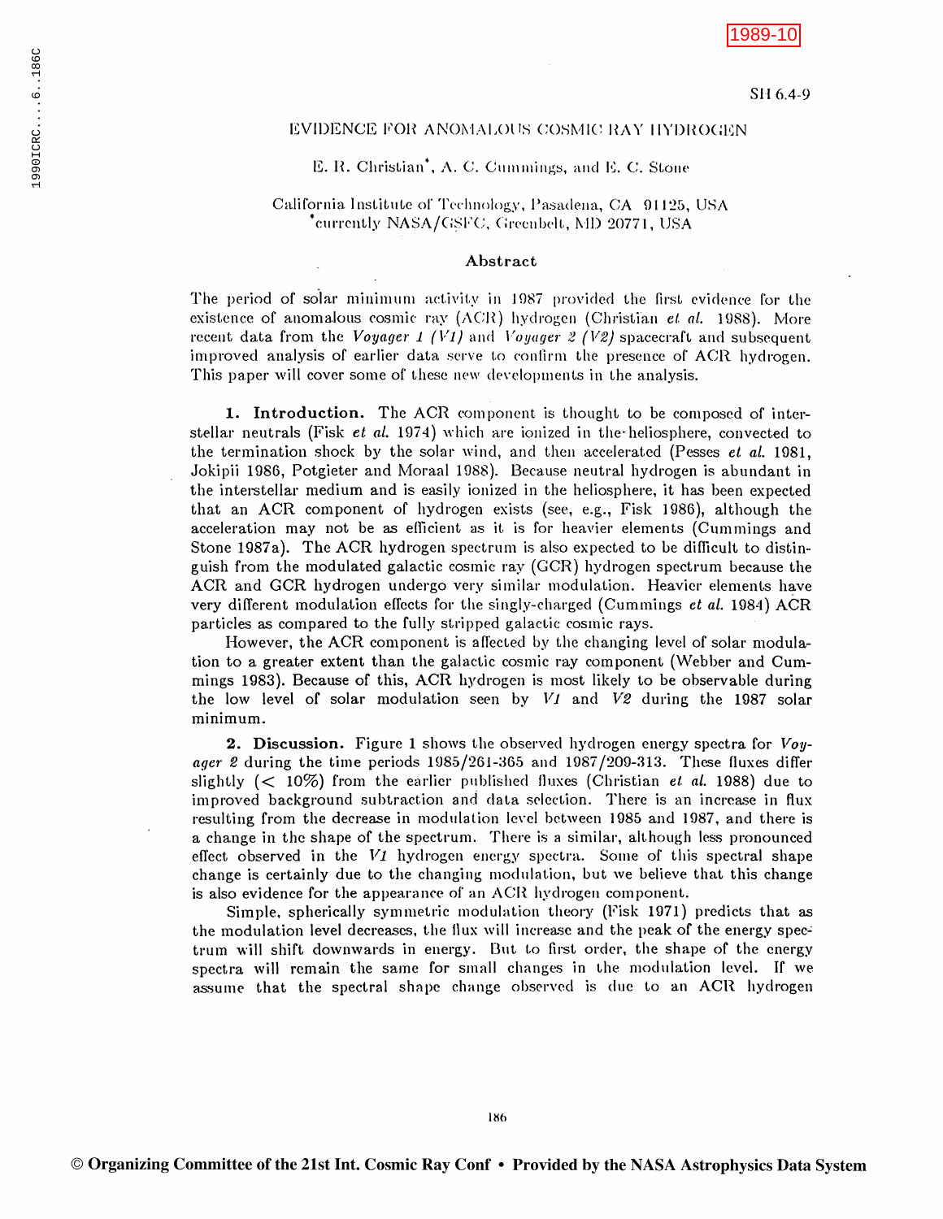SH 6.4-9

# EVIDENCE FOR ANOMALOUS COSMIC RAY HYDROGEN

E. R. Christian*, A. C. Cummings, and E. C. Stone

California Institute of Technology, Pasadena, CA 91125, USA
*currently NASA/GSFC, Greenbelt, MD 20771, USA

## Abstract

The period of solar minimum activity in 1987 provided the first evidence for the existence of anomalous cosmic ray (ACR) hydrogen (Christian *et al.* 1988). More recent data from the *Voyager 1 (V1)* and *Voyager 2 (V2)* spacecraft and subsequent improved analysis of earlier data serve to confirm the presence of ACR hydrogen. This paper will cover some of these new developments in the analysis.

**1. Introduction.** The ACR component is thought to be composed of interstellar neutrals (Fisk *et al.* 1974) which are ionized in the heliosphere, convected to the termination shock by the solar wind, and then accelerated (Pesses *et al.* 1981, Jokipii 1986, Potgieter and Moraal 1988). Because neutral hydrogen is abundant in the interstellar medium and is easily ionized in the heliosphere, it has been expected that an ACR component of hydrogen exists (see, e.g., Fisk 1986), although the acceleration may not be as efficient as it is for heavier elements (Cummings and Stone 1987a). The ACR hydrogen spectrum is also expected to be difficult to distinguish from the modulated galactic cosmic ray (GCR) hydrogen spectrum because the ACR and GCR hydrogen undergo very similar modulation. Heavier elements have very different modulation effects for the singly-charged (Cummings *et al.* 1984) ACR particles as compared to the fully stripped galactic cosmic rays.

However, the ACR component is affected by the changing level of solar modulation to a greater extent than the galactic cosmic ray component (Webber and Cummings 1983). Because of this, ACR hydrogen is most likely to be observable during the low level of solar modulation seen by *V1* and *V2* during the 1987 solar minimum.

**2. Discussion.** Figure 1 shows the observed hydrogen energy spectra for *Voyager 2* during the time periods 1985/261-365 and 1987/209-313. These fluxes differ slightly (< 10%) from the earlier published fluxes (Christian *et al.* 1988) due to improved background subtraction and data selection. There is an increase in flux resulting from the decrease in modulation level between 1985 and 1987, and there is a change in the shape of the spectrum. There is a similar, although less pronounced effect observed in the *V1* hydrogen energy spectra. Some of this spectral shape change is certainly due to the changing modulation, but we believe that this change is also evidence for the appearance of an ACR hydrogen component.

Simple, spherically symmetric modulation theory (Fisk 1971) predicts that as the modulation level decreases, the flux will increase and the peak of the energy spectrum will shift downwards in energy. But to first order, the shape of the energy spectra will remain the same for small changes in the modulation level. If we assume that the spectral shape change observed is due to an ACR hydrogen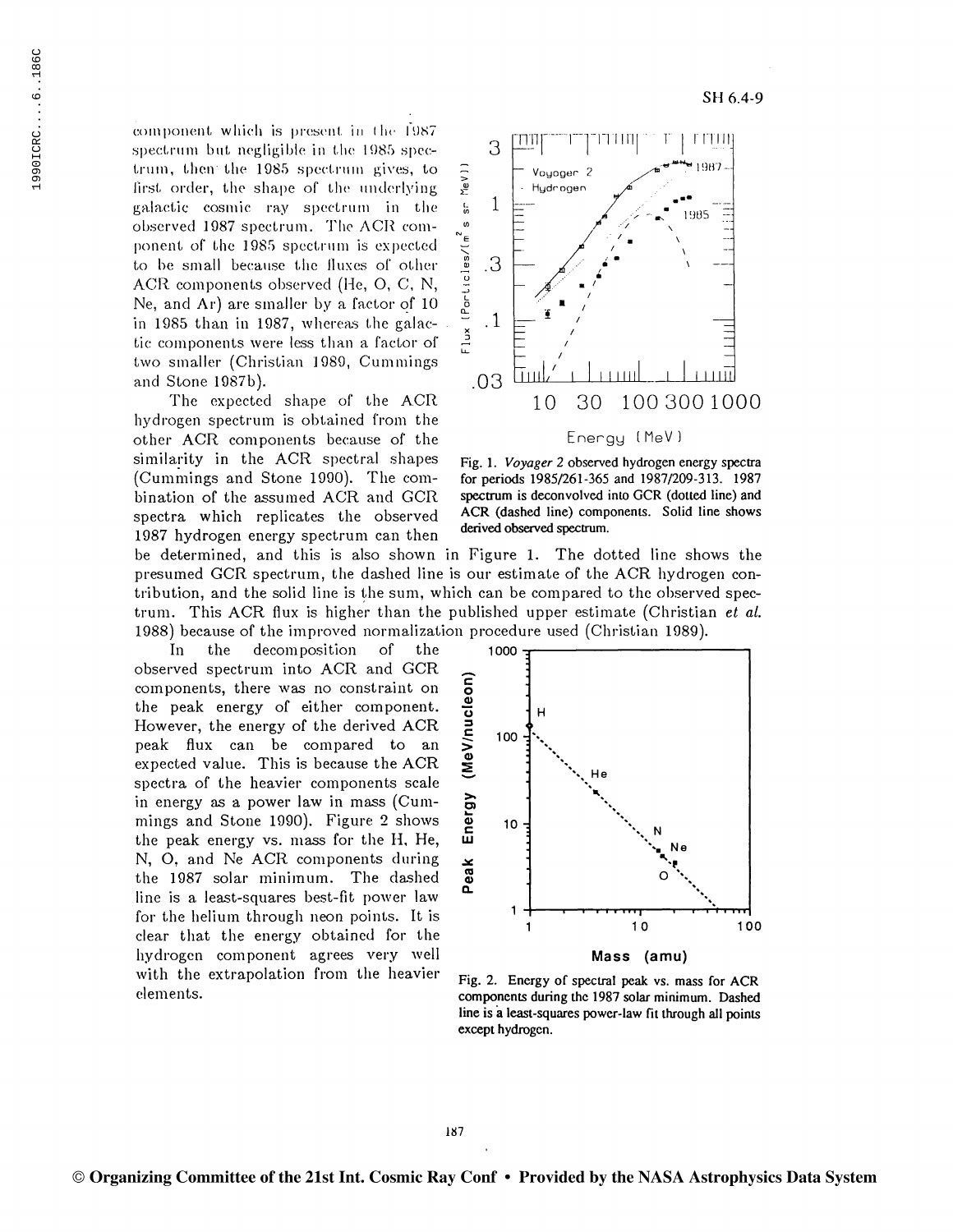component which is present in the 1987 spectrum but negligible in the 1985 spectrum, then the 1985 spectrum gives, to first order, the shape of the underlying galactic cosmic ray spectrum in the observed 1987 spectrum. The ACR component of the 1985 spectrum is expected to be small because the fluxes of other ACR components observed (He, O, C, N, Ne, and Ar) are smaller by a factor of 10 in 1985 than in 1987, whereas the galactic components were less than a factor of two smaller (Christian 1989, Cummings and Stone 1987b).

The expected shape of the ACR hydrogen spectrum is obtained from the other ACR components because of the similarity in the ACR spectral shapes (Cummings and Stone 1990). The combination of the assumed ACR and GCR spectra which replicates the observed 1987 hydrogen energy spectrum can then be determined, and this is also shown in Figure 1. The dotted line shows the presumed GCR spectrum, the dashed line is our estimate of the ACR hydrogen contribution, and the solid line is the sum, which can be compared to the observed spectrum. This ACR flux is higher than the published upper estimate (Christian *et al.* 1988) because of the improved normalization procedure used (Christian 1989).

Fig. 1. *Voyager 2* observed hydrogen energy spectra for periods 1985/261-365 and 1987/209-313. 1987 spectrum is deconvolved into GCR (dotted line) and ACR (dashed line) components. Solid line shows derived observed spectrum.

In the decomposition of the observed spectrum into ACR and GCR components, there was no constraint on the peak energy of either component. However, the energy of the derived ACR peak flux can be compared to an expected value. This is because the ACR spectra of the heavier components scale in energy as a power law in mass (Cummings and Stone 1990). Figure 2 shows the peak energy vs. mass for the H, He, N, O, and Ne ACR components during the 1987 solar minimum. The dashed line is a least-squares best-fit power law for the helium through neon points. It is clear that the energy obtained for the hydrogen component agrees very well with the extrapolation from the heavier elements.

Fig. 2. Energy of spectral peak vs. mass for ACR components during the 1987 solar minimum. Dashed line is a least-squares power-law fit through all points except hydrogen.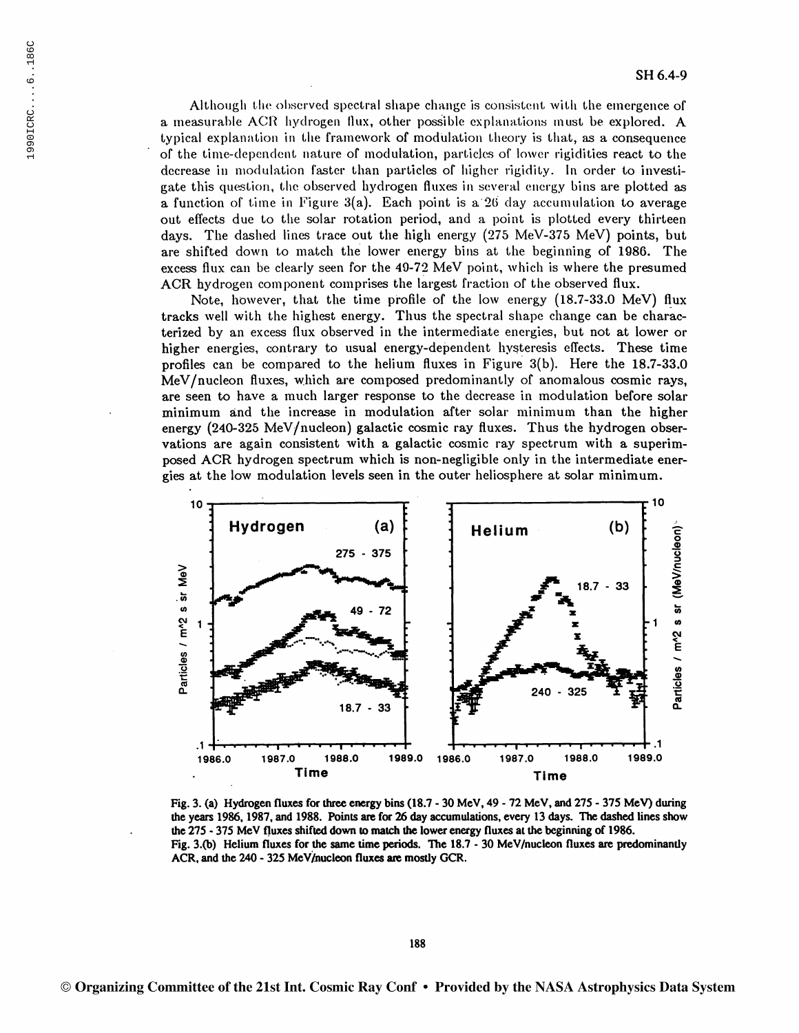Although the observed spectral shape change is consistent with the emergence of a measurable ACR hydrogen flux, other possible explanations must be explored. A typical explanation in the framework of modulation theory is that, as a consequence of the time-dependent nature of modulation, particles of lower rigidities react to the decrease in modulation faster than particles of higher rigidity. In order to investigate this question, the observed hydrogen fluxes in several energy bins are plotted as a function of time in Figure 3(a). Each point is a 26 day accumulation to average out effects due to the solar rotation period, and a point is plotted every thirteen days. The dashed lines trace out the high energy (275 MeV-375 MeV) points, but are shifted down to match the lower energy bins at the beginning of 1986. The excess flux can be clearly seen for the 49-72 MeV point, which is where the presumed ACR hydrogen component comprises the largest fraction of the observed flux.

Note, however, that the time profile of the low energy (18.7-33.0 MeV) flux tracks well with the highest energy. Thus the spectral shape change can be characterized by an excess flux observed in the intermediate energies, but not at lower or higher energies, contrary to usual energy-dependent hysteresis effects. These time profiles can be compared to the helium fluxes in Figure 3(b). Here the 18.7-33.0 MeV/nucleon fluxes, which are composed predominantly of anomalous cosmic rays, are seen to have a much larger response to the decrease in modulation before solar minimum and the increase in modulation after solar minimum than the higher energy (240-325 MeV/nucleon) galactic cosmic ray fluxes. Thus the hydrogen observations are again consistent with a galactic cosmic ray spectrum with a superimposed ACR hydrogen spectrum which is non-negligible only in the intermediate energies at the low modulation levels seen in the outer heliosphere at solar minimum.

Fig. 3. (a) Hydrogen fluxes for three energy bins (18.7 - 30 MeV, 49 - 72 MeV, and 275 - 375 MeV) during the years 1986, 1987, and 1988. Points are for 26 day accumulations, every 13 days. The dashed lines show the 275 - 375 MeV fluxes shifted down to match the lower energy fluxes at the beginning of 1986.
Fig. 3.(b) Helium fluxes for the same time periods. The 18.7 - 30 MeV/nucleon fluxes are predominantly ACR, and the 240 - 325 MeV/nucleon fluxes are mostly GCR.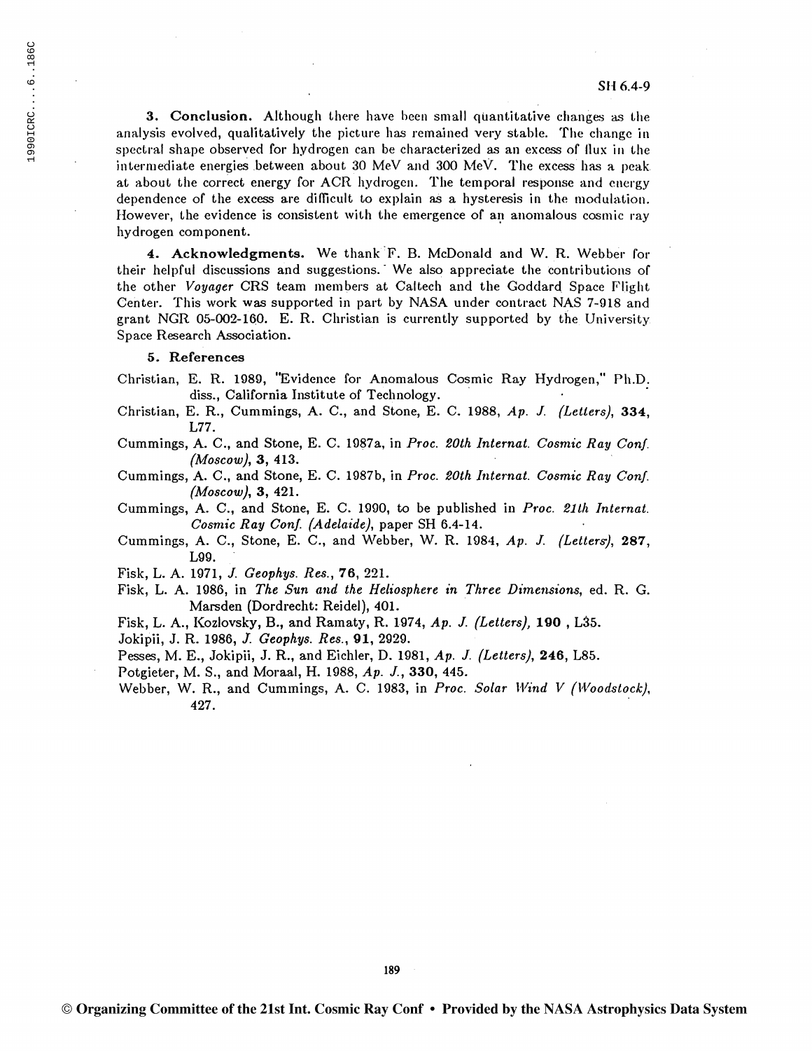**3. Conclusion.** Although there have been small quantitative changes as the analysis evolved, qualitatively the picture has remained very stable. The change in spectral shape observed for hydrogen can be characterized as an excess of flux in the intermediate energies between about 30 MeV and 300 MeV. The excess has a peak at about the correct energy for ACR hydrogen. The temporal response and energy dependence of the excess are difficult to explain as a hysteresis in the modulation. However, the evidence is consistent with the emergence of an anomalous cosmic ray hydrogen component.

**4. Acknowledgments.** We thank F. B. McDonald and W. R. Webber for their helpful discussions and suggestions. We also appreciate the contributions of the other *Voyager* CRS team members at Caltech and the Goddard Space Flight Center. This work was supported in part by NASA under contract NAS 7-918 and grant NGR 05-002-160. E. R. Christian is currently supported by the University Space Research Association.

**5. References**

Christian, E. R. 1989, "Evidence for Anomalous Cosmic Ray Hydrogen," Ph.D. diss., California Institute of Technology.

Christian, E. R., Cummings, A. C., and Stone, E. C. 1988, *Ap. J. (Letters)*, **334**, L77.

Cummings, A. C., and Stone, E. C. 1987a, in *Proc. 20th Internat. Cosmic Ray Conf. (Moscow)*, **3**, 413.

Cummings, A. C., and Stone, E. C. 1987b, in *Proc. 20th Internat. Cosmic Ray Conf. (Moscow)*, **3**, 421.

Cummings, A. C., and Stone, E. C. 1990, to be published in *Proc. 21th Internat. Cosmic Ray Conf. (Adelaide)*, paper SH 6.4-14.

Cummings, A. C., Stone, E. C., and Webber, W. R. 1984, *Ap. J. (Letters)*, **287**, L99.

Fisk, L. A. 1971, *J. Geophys. Res.*, **76**, 221.

Fisk, L. A. 1986, in *The Sun and the Heliosphere in Three Dimensions*, ed. R. G. Marsden (Dordrecht: Reidel), 401.

Fisk, L. A., Kozlovsky, B., and Ramaty, R. 1974, *Ap. J. (Letters)*, **190** , L35.

Jokipii, J. R. 1986, *J. Geophys. Res.*, **91**, 2929.

Pesses, M. E., Jokipii, J. R., and Eichler, D. 1981, *Ap. J. (Letters)*, **246**, L85.

Potgieter, M. S., and Moraal, H. 1988, *Ap. J.*, **330**, 445.

Webber, W. R., and Cummings, A. C. 1983, in *Proc. Solar Wind V (Woodstock)*, 427.